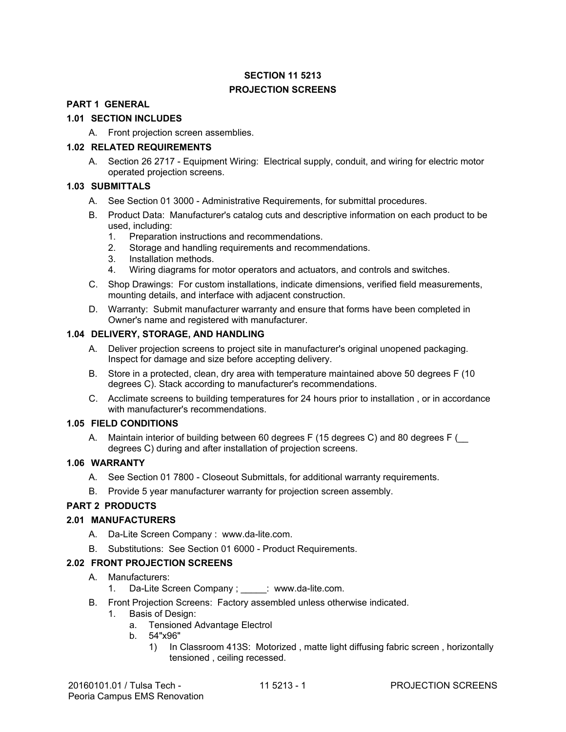# SECTION 11 5213
# PROJECTION SCREENS

## PART 1 GENERAL

### 1.01 SECTION INCLUDES

A. Front projection screen assemblies.

### 1.02 RELATED REQUIREMENTS

A. Section 26 2717 - Equipment Wiring: Electrical supply, conduit, and wiring for electric motor operated projection screens.

### 1.03 SUBMITTALS

A. See Section 01 3000 - Administrative Requirements, for submittal procedures.

B. Product Data: Manufacturer's catalog cuts and descriptive information on each product to be used, including:
   1. Preparation instructions and recommendations.
   2. Storage and handling requirements and recommendations.
   3. Installation methods.
   4. Wiring diagrams for motor operators and actuators, and controls and switches.

C. Shop Drawings: For custom installations, indicate dimensions, verified field measurements, mounting details, and interface with adjacent construction.

D. Warranty: Submit manufacturer warranty and ensure that forms have been completed in Owner's name and registered with manufacturer.

### 1.04 DELIVERY, STORAGE, AND HANDLING

A. Deliver projection screens to project site in manufacturer's original unopened packaging. Inspect for damage and size before accepting delivery.

B. Store in a protected, clean, dry area with temperature maintained above 50 degrees F (10 degrees C). Stack according to manufacturer's recommendations.

C. Acclimate screens to building temperatures for 24 hours prior to installation , or in accordance with manufacturer's recommendations.

### 1.05 FIELD CONDITIONS

A. Maintain interior of building between 60 degrees F (15 degrees C) and 80 degrees F (__ degrees C) during and after installation of projection screens.

### 1.06 WARRANTY

A. See Section 01 7800 - Closeout Submittals, for additional warranty requirements.

B. Provide 5 year manufacturer warranty for projection screen assembly.

## PART 2 PRODUCTS

### 2.01 MANUFACTURERS

A. Da-Lite Screen Company : www.da-lite.com.

B. Substitutions: See Section 01 6000 - Product Requirements.

### 2.02 FRONT PROJECTION SCREENS

A. Manufacturers:
   1. Da-Lite Screen Company ; _____: www.da-lite.com.

B. Front Projection Screens: Factory assembled unless otherwise indicated.
   1. Basis of Design:
      a. Tensioned Advantage Electrol
      b. 54"x96"
         1) In Classroom 413S: Motorized , matte light diffusing fabric screen , horizontally tensioned , ceiling recessed.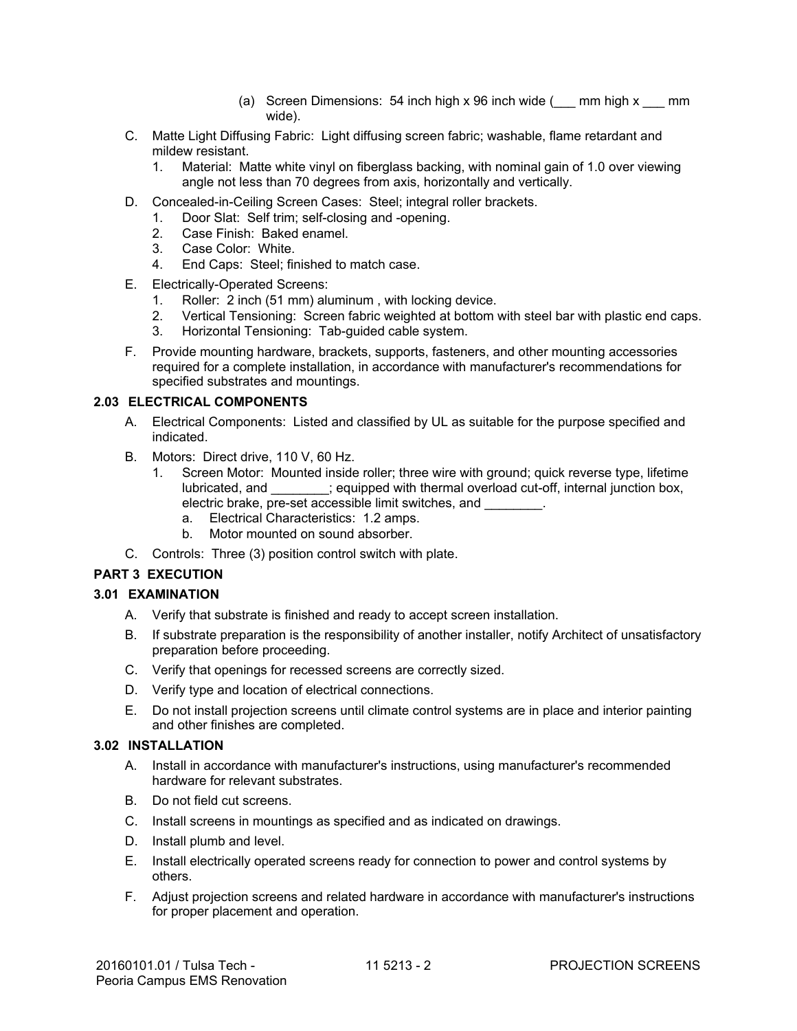(a) Screen Dimensions: 54 inch high x 96 inch wide (___ mm high x ___ mm wide).

C. Matte Light Diffusing Fabric: Light diffusing screen fabric; washable, flame retardant and mildew resistant.
   1. Material: Matte white vinyl on fiberglass backing, with nominal gain of 1.0 over viewing angle not less than 70 degrees from axis, horizontally and vertically.

D. Concealed-in-Ceiling Screen Cases: Steel; integral roller brackets.
   1. Door Slat: Self trim; self-closing and -opening.
   2. Case Finish: Baked enamel.
   3. Case Color: White.
   4. End Caps: Steel; finished to match case.

E. Electrically-Operated Screens:
   1. Roller: 2 inch (51 mm) aluminum , with locking device.
   2. Vertical Tensioning: Screen fabric weighted at bottom with steel bar with plastic end caps.
   3. Horizontal Tensioning: Tab-guided cable system.

F. Provide mounting hardware, brackets, supports, fasteners, and other mounting accessories required for a complete installation, in accordance with manufacturer's recommendations for specified substrates and mountings.

### 2.03 ELECTRICAL COMPONENTS

A. Electrical Components: Listed and classified by UL as suitable for the purpose specified and indicated.

B. Motors: Direct drive, 110 V, 60 Hz.
   1. Screen Motor: Mounted inside roller; three wire with ground; quick reverse type, lifetime lubricated, and ________; equipped with thermal overload cut-off, internal junction box, electric brake, pre-set accessible limit switches, and ________.
      a. Electrical Characteristics: 1.2 amps.
      b. Motor mounted on sound absorber.

C. Controls: Three (3) position control switch with plate.

## PART 3 EXECUTION

### 3.01 EXAMINATION

A. Verify that substrate is finished and ready to accept screen installation.

B. If substrate preparation is the responsibility of another installer, notify Architect of unsatisfactory preparation before proceeding.

C. Verify that openings for recessed screens are correctly sized.

D. Verify type and location of electrical connections.

E. Do not install projection screens until climate control systems are in place and interior painting and other finishes are completed.

### 3.02 INSTALLATION

A. Install in accordance with manufacturer's instructions, using manufacturer's recommended hardware for relevant substrates.

B. Do not field cut screens.

C. Install screens in mountings as specified and as indicated on drawings.

D. Install plumb and level.

E. Install electrically operated screens ready for connection to power and control systems by others.

F. Adjust projection screens and related hardware in accordance with manufacturer's instructions for proper placement and operation.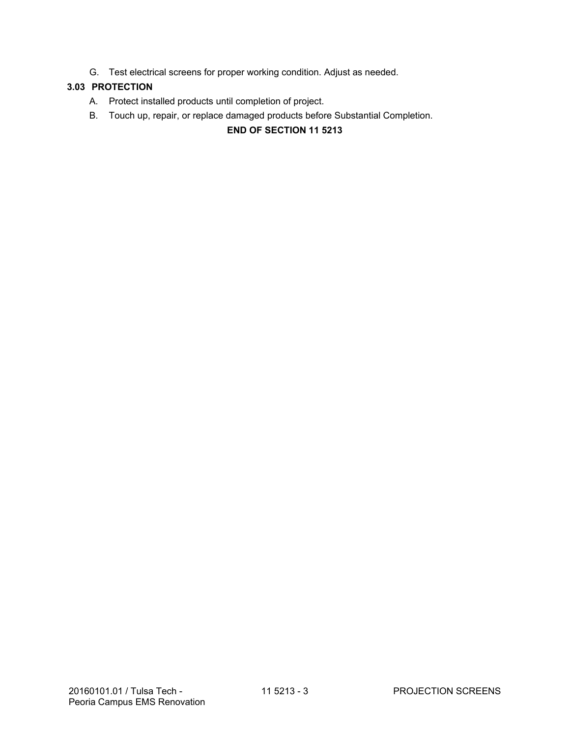G. Test electrical screens for proper working condition. Adjust as needed.

### 3.03 PROTECTION

A. Protect installed products until completion of project.

B. Touch up, repair, or replace damaged products before Substantial Completion.

**END OF SECTION 11 5213**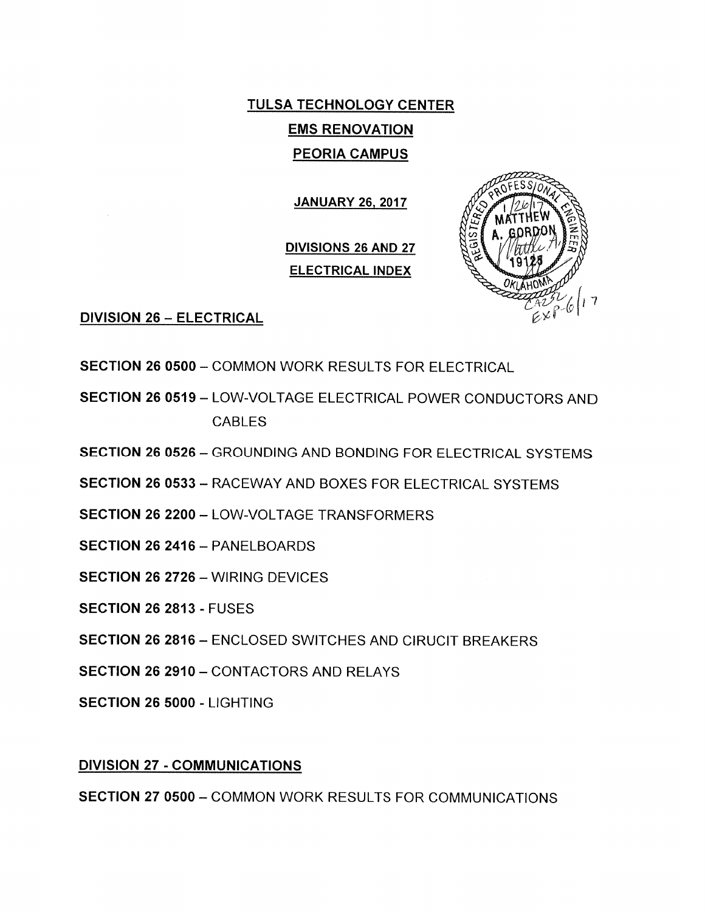**TULSA TECHNOLOGY CENTER**

**EMS RENOVATION**

**PEORIA CAMPUS**

**JANUARY 26, 2017**

**DIVISIONS 26 AND 27**

**ELECTRICAL INDEX**

REGISTERED PROFESSIONAL ENGINEER
1/26/17
MATTHEW A. GORDON
19125
OKLAHOMA
CA252
EXP-6/17

## DIVISION 26 – ELECTRICAL

**SECTION 26 0500** – COMMON WORK RESULTS FOR ELECTRICAL

**SECTION 26 0519** – LOW-VOLTAGE ELECTRICAL POWER CONDUCTORS AND CABLES

**SECTION 26 0526** – GROUNDING AND BONDING FOR ELECTRICAL SYSTEMS

**SECTION 26 0533** – RACEWAY AND BOXES FOR ELECTRICAL SYSTEMS

**SECTION 26 2200** – LOW-VOLTAGE TRANSFORMERS

**SECTION 26 2416** – PANELBOARDS

**SECTION 26 2726** – WIRING DEVICES

**SECTION 26 2813** - FUSES

**SECTION 26 2816** – ENCLOSED SWITCHES AND CIRUCIT BREAKERS

**SECTION 26 2910** – CONTACTORS AND RELAYS

**SECTION 26 5000** - LIGHTING

## DIVISION 27 - COMMUNICATIONS

**SECTION 27 0500** – COMMON WORK RESULTS FOR COMMUNICATIONS